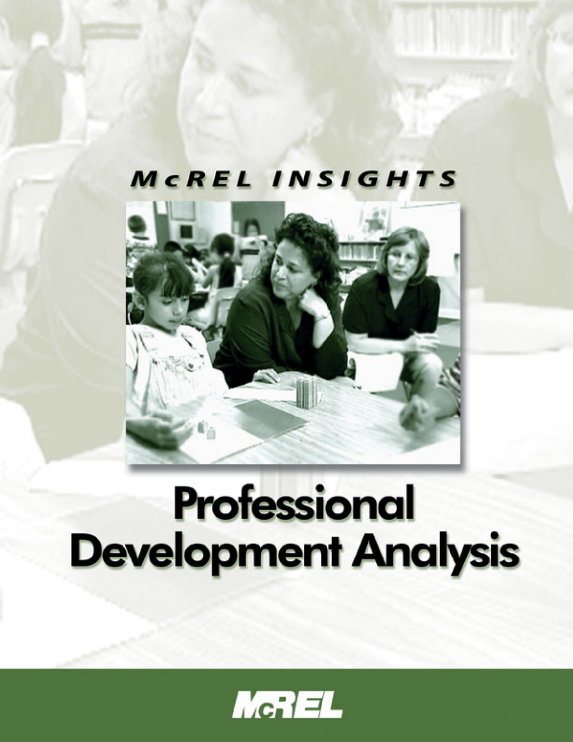*McREL INSIGHTS*

# Professional Development Analysis

McREL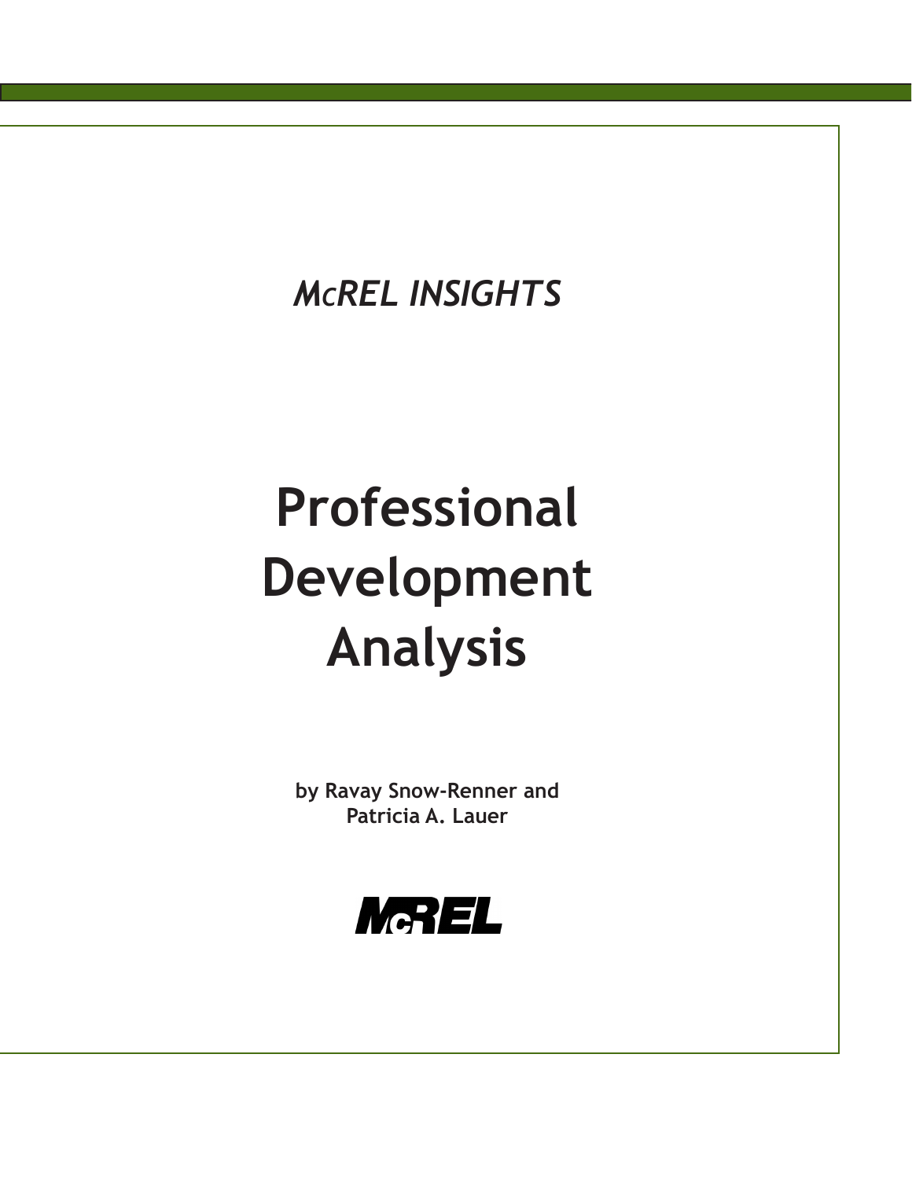*McREL INSIGHTS*

# Professional Development Analysis

**by Ravay Snow-Renner and Patricia A. Lauer**

McREL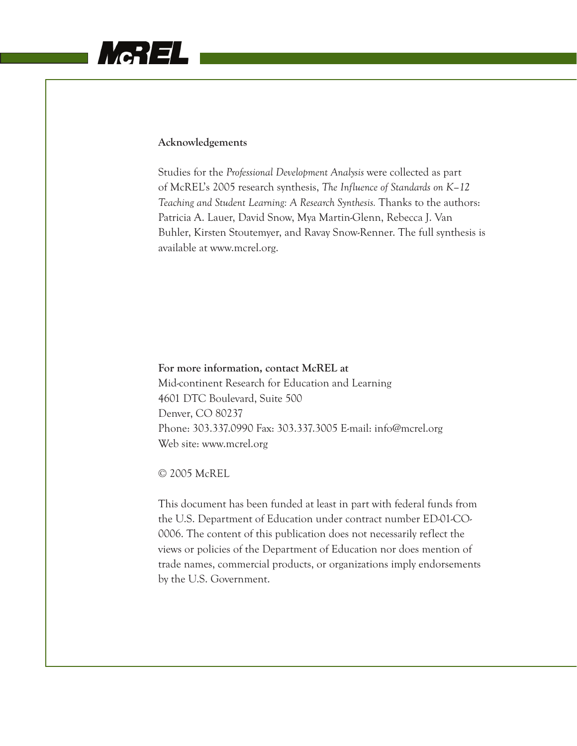**Acknowledgements**

Studies for the *Professional Development Analysis* were collected as part of McREL's 2005 research synthesis, *The Influence of Standards on K–12 Teaching and Student Learning: A Research Synthesis.* Thanks to the authors: Patricia A. Lauer, David Snow, Mya Martin-Glenn, Rebecca J. Van Buhler, Kirsten Stoutemyer, and Ravay Snow-Renner. The full synthesis is available at www.mcrel.org.

**For more information, contact McREL at**
Mid-continent Research for Education and Learning
4601 DTC Boulevard, Suite 500
Denver, CO 80237
Phone: 303.337.0990 Fax: 303.337.3005 E-mail: info@mcrel.org
Web site: www.mcrel.org

© 2005 McREL

This document has been funded at least in part with federal funds from the U.S. Department of Education under contract number ED-01-CO-0006. The content of this publication does not necessarily reflect the views or policies of the Department of Education nor does mention of trade names, commercial products, or organizations imply endorsements by the U.S. Government.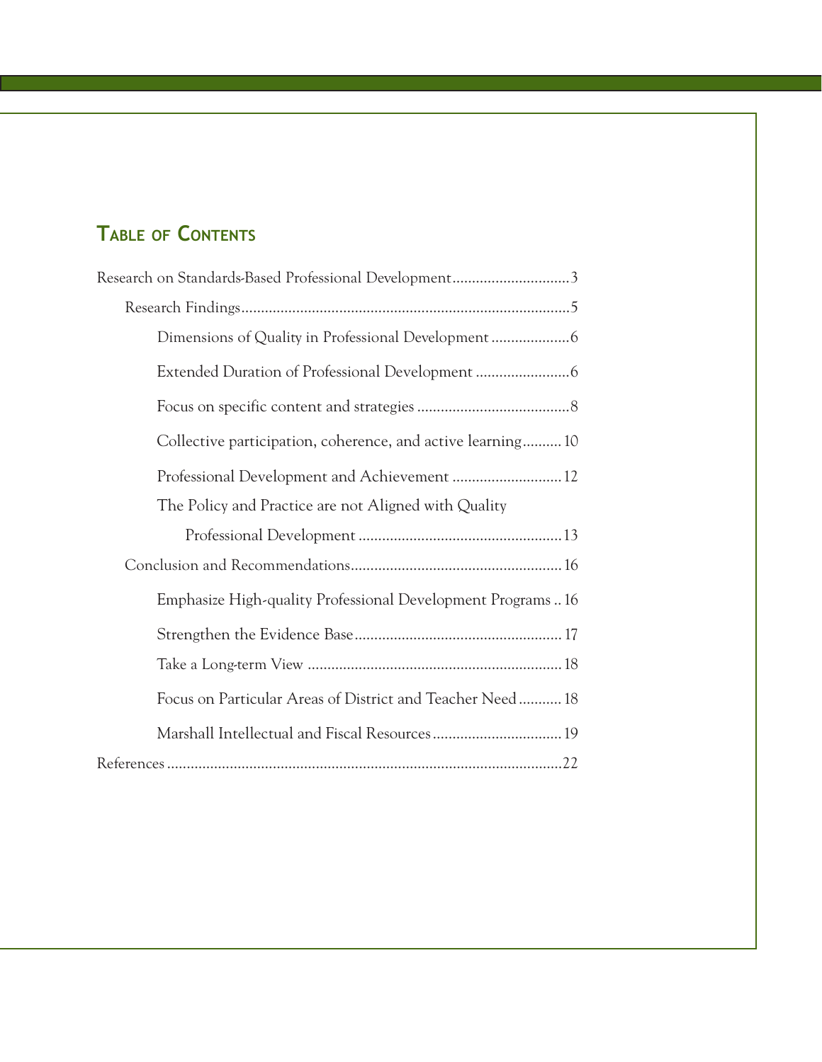## Table of Contents

- Research on Standards-Based Professional Development .......... 3
  - Research Findings .......... 5
    - Dimensions of Quality in Professional Development .......... 6
    - Extended Duration of Professional Development .......... 6
    - Focus on specific content and strategies .......... 8
    - Collective participation, coherence, and active learning .......... 10
    - Professional Development and Achievement .......... 12
    - The Policy and Practice are not Aligned with Quality Professional Development .......... 13
  - Conclusion and Recommendations .......... 16
    - Emphasize High-quality Professional Development Programs .......... 16
    - Strengthen the Evidence Base .......... 17
    - Take a Long-term View .......... 18
    - Focus on Particular Areas of District and Teacher Need .......... 18
    - Marshall Intellectual and Fiscal Resources .......... 19
- References .......... 22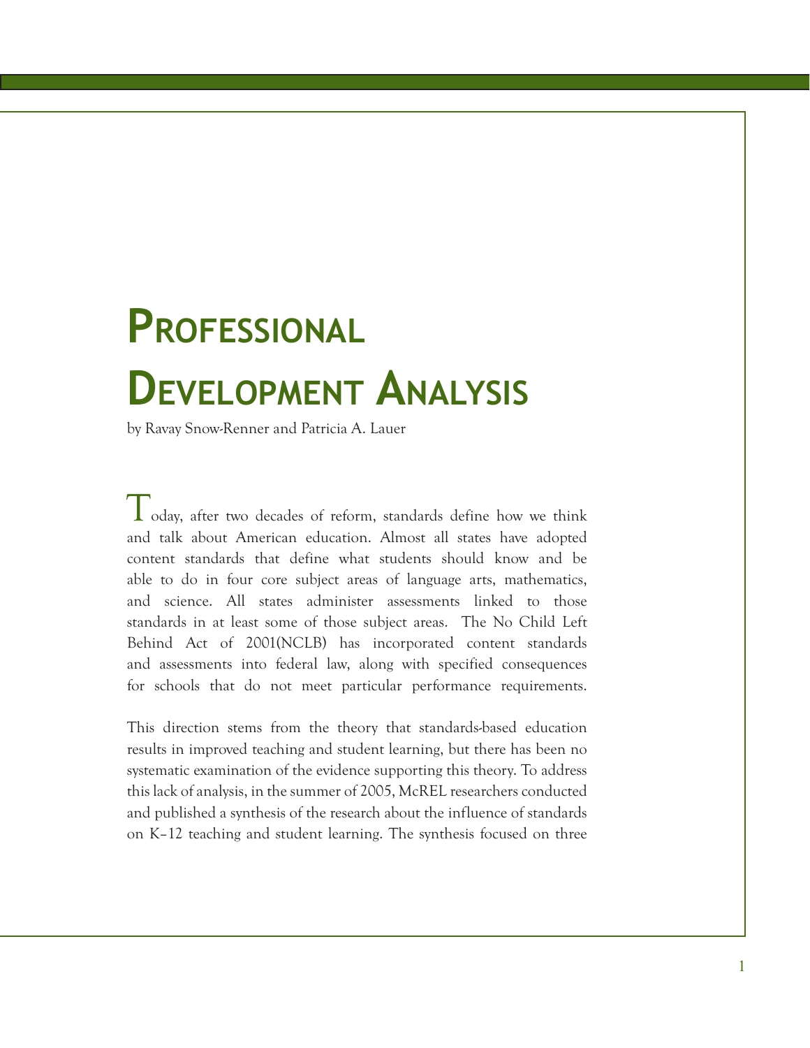# Professional Development Analysis

by Ravay Snow-Renner and Patricia A. Lauer

Today, after two decades of reform, standards define how we think and talk about American education. Almost all states have adopted content standards that define what students should know and be able to do in four core subject areas of language arts, mathematics, and science. All states administer assessments linked to those standards in at least some of those subject areas. The No Child Left Behind Act of 2001(NCLB) has incorporated content standards and assessments into federal law, along with specified consequences for schools that do not meet particular performance requirements.

This direction stems from the theory that standards-based education results in improved teaching and student learning, but there has been no systematic examination of the evidence supporting this theory. To address this lack of analysis, in the summer of 2005, McREL researchers conducted and published a synthesis of the research about the influence of standards on K–12 teaching and student learning. The synthesis focused on three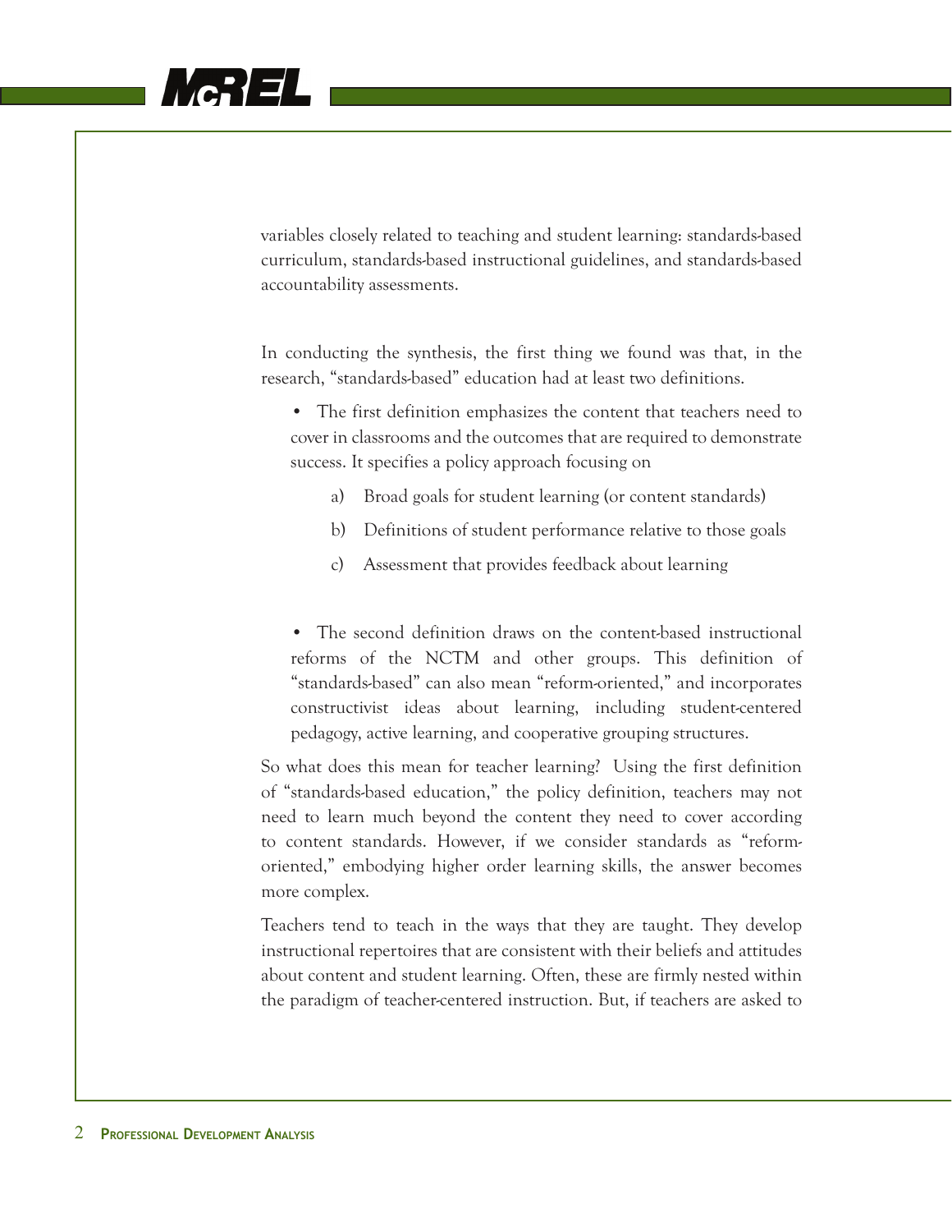variables closely related to teaching and student learning: standards-based curriculum, standards-based instructional guidelines, and standards-based accountability assessments.

In conducting the synthesis, the first thing we found was that, in the research, "standards-based" education had at least two definitions.

- The first definition emphasizes the content that teachers need to cover in classrooms and the outcomes that are required to demonstrate success. It specifies a policy approach focusing on

  a) Broad goals for student learning (or content standards)

  b) Definitions of student performance relative to those goals

  c) Assessment that provides feedback about learning

- The second definition draws on the content-based instructional reforms of the NCTM and other groups. This definition of "standards-based" can also mean "reform-oriented," and incorporates constructivist ideas about learning, including student-centered pedagogy, active learning, and cooperative grouping structures.

So what does this mean for teacher learning? Using the first definition of "standards-based education," the policy definition, teachers may not need to learn much beyond the content they need to cover according to content standards. However, if we consider standards as "reform-oriented," embodying higher order learning skills, the answer becomes more complex.

Teachers tend to teach in the ways that they are taught. They develop instructional repertoires that are consistent with their beliefs and attitudes about content and student learning. Often, these are firmly nested within the paradigm of teacher-centered instruction. But, if teachers are asked to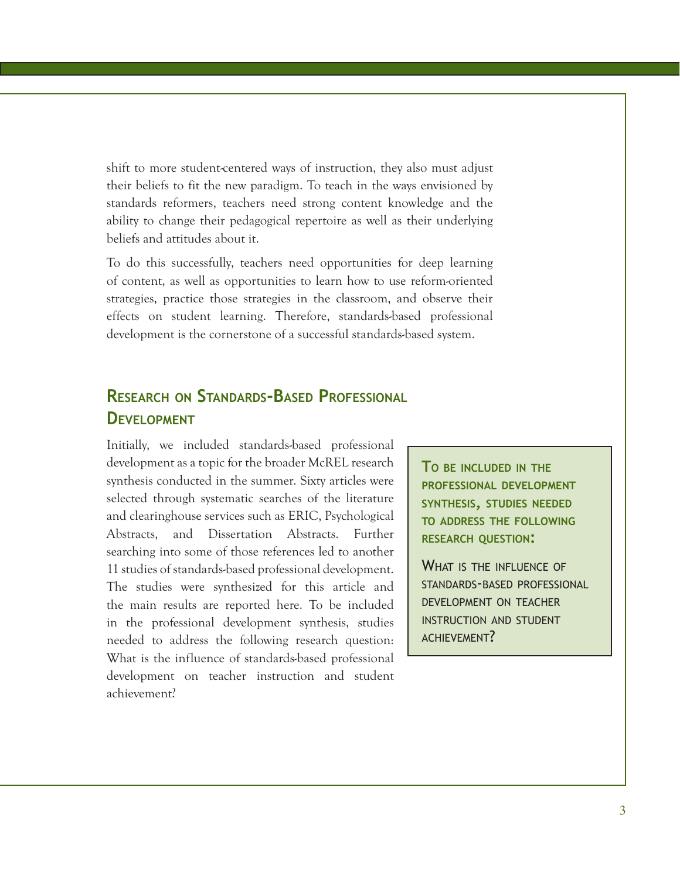shift to more student-centered ways of instruction, they also must adjust their beliefs to fit the new paradigm. To teach in the ways envisioned by standards reformers, teachers need strong content knowledge and the ability to change their pedagogical repertoire as well as their underlying beliefs and attitudes about it.

To do this successfully, teachers need opportunities for deep learning of content, as well as opportunities to learn how to use reform-oriented strategies, practice those strategies in the classroom, and observe their effects on student learning. Therefore, standards-based professional development is the cornerstone of a successful standards-based system.

## Research on Standards-Based Professional Development

Initially, we included standards-based professional development as a topic for the broader McREL research synthesis conducted in the summer. Sixty articles were selected through systematic searches of the literature and clearinghouse services such as ERIC, Psychological Abstracts, and Dissertation Abstracts. Further searching into some of those references led to another 11 studies of standards-based professional development. The studies were synthesized for this article and the main results are reported here. To be included in the professional development synthesis, studies needed to address the following research question: What is the influence of standards-based professional development on teacher instruction and student achievement?

> **To be included in the professional development synthesis, studies needed to address the following research question:**
>
> What is the influence of standards-based professional development on teacher instruction and student achievement?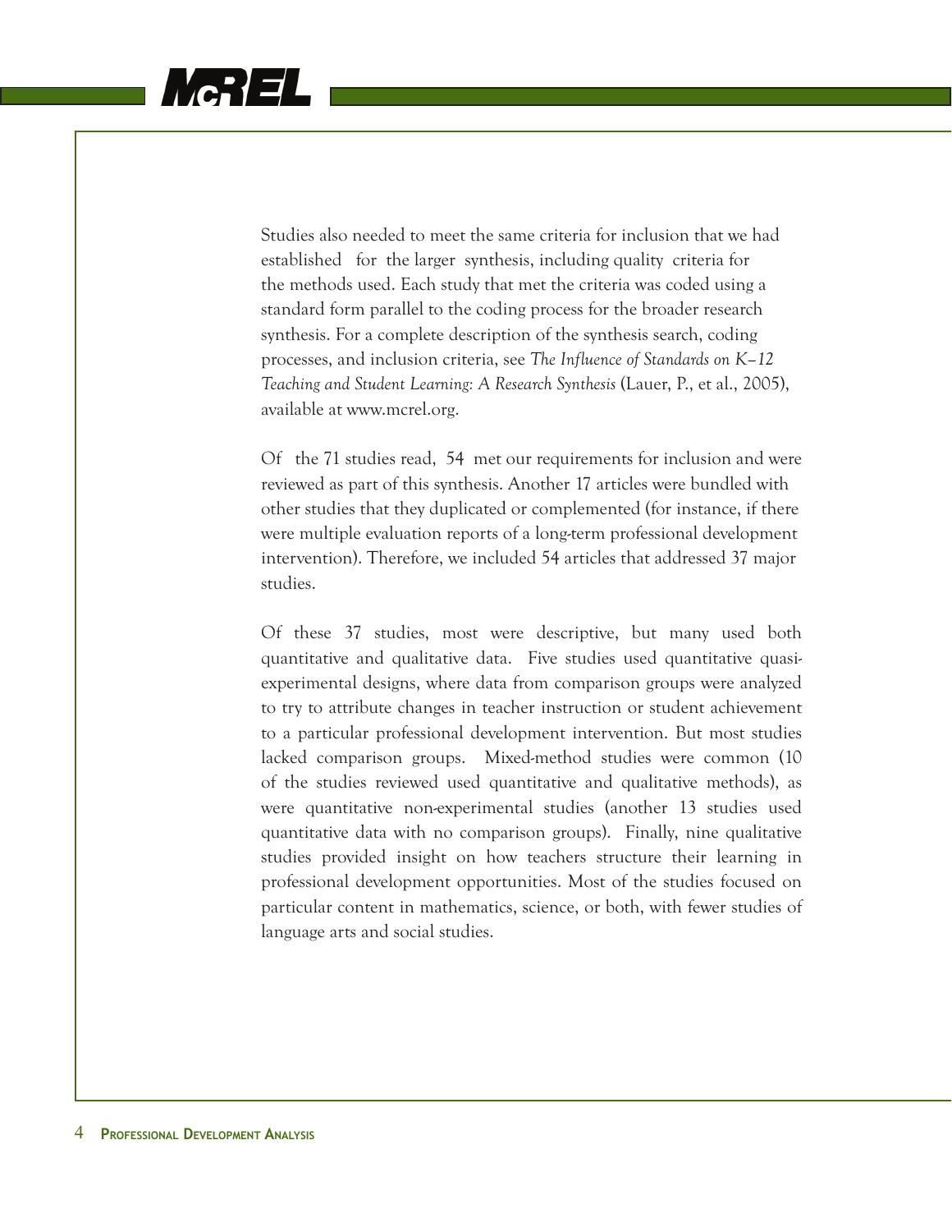Studies also needed to meet the same criteria for inclusion that we had established for the larger synthesis, including quality criteria for the methods used. Each study that met the criteria was coded using a standard form parallel to the coding process for the broader research synthesis. For a complete description of the synthesis search, coding processes, and inclusion criteria, see *The Influence of Standards on K–12 Teaching and Student Learning: A Research Synthesis* (Lauer, P., et al., 2005), available at www.mcrel.org.

Of the 71 studies read, 54 met our requirements for inclusion and were reviewed as part of this synthesis. Another 17 articles were bundled with other studies that they duplicated or complemented (for instance, if there were multiple evaluation reports of a long-term professional development intervention). Therefore, we included 54 articles that addressed 37 major studies.

Of these 37 studies, most were descriptive, but many used both quantitative and qualitative data. Five studies used quantitative quasi-experimental designs, where data from comparison groups were analyzed to try to attribute changes in teacher instruction or student achievement to a particular professional development intervention. But most studies lacked comparison groups. Mixed-method studies were common (10 of the studies reviewed used quantitative and qualitative methods), as were quantitative non-experimental studies (another 13 studies used quantitative data with no comparison groups). Finally, nine qualitative studies provided insight on how teachers structure their learning in professional development opportunities. Most of the studies focused on particular content in mathematics, science, or both, with fewer studies of language arts and social studies.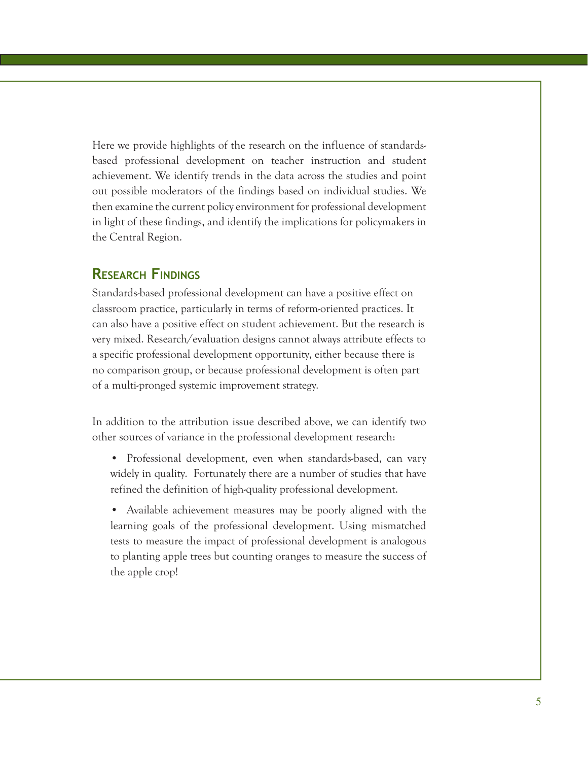Here we provide highlights of the research on the influence of standards-based professional development on teacher instruction and student achievement. We identify trends in the data across the studies and point out possible moderators of the findings based on individual studies. We then examine the current policy environment for professional development in light of these findings, and identify the implications for policymakers in the Central Region.

## Research Findings

Standards-based professional development can have a positive effect on classroom practice, particularly in terms of reform-oriented practices. It can also have a positive effect on student achievement. But the research is very mixed. Research/evaluation designs cannot always attribute effects to a specific professional development opportunity, either because there is no comparison group, or because professional development is often part of a multi-pronged systemic improvement strategy.

In addition to the attribution issue described above, we can identify two other sources of variance in the professional development research:

- Professional development, even when standards-based, can vary widely in quality. Fortunately there are a number of studies that have refined the definition of high-quality professional development.
- Available achievement measures may be poorly aligned with the learning goals of the professional development. Using mismatched tests to measure the impact of professional development is analogous to planting apple trees but counting oranges to measure the success of the apple crop!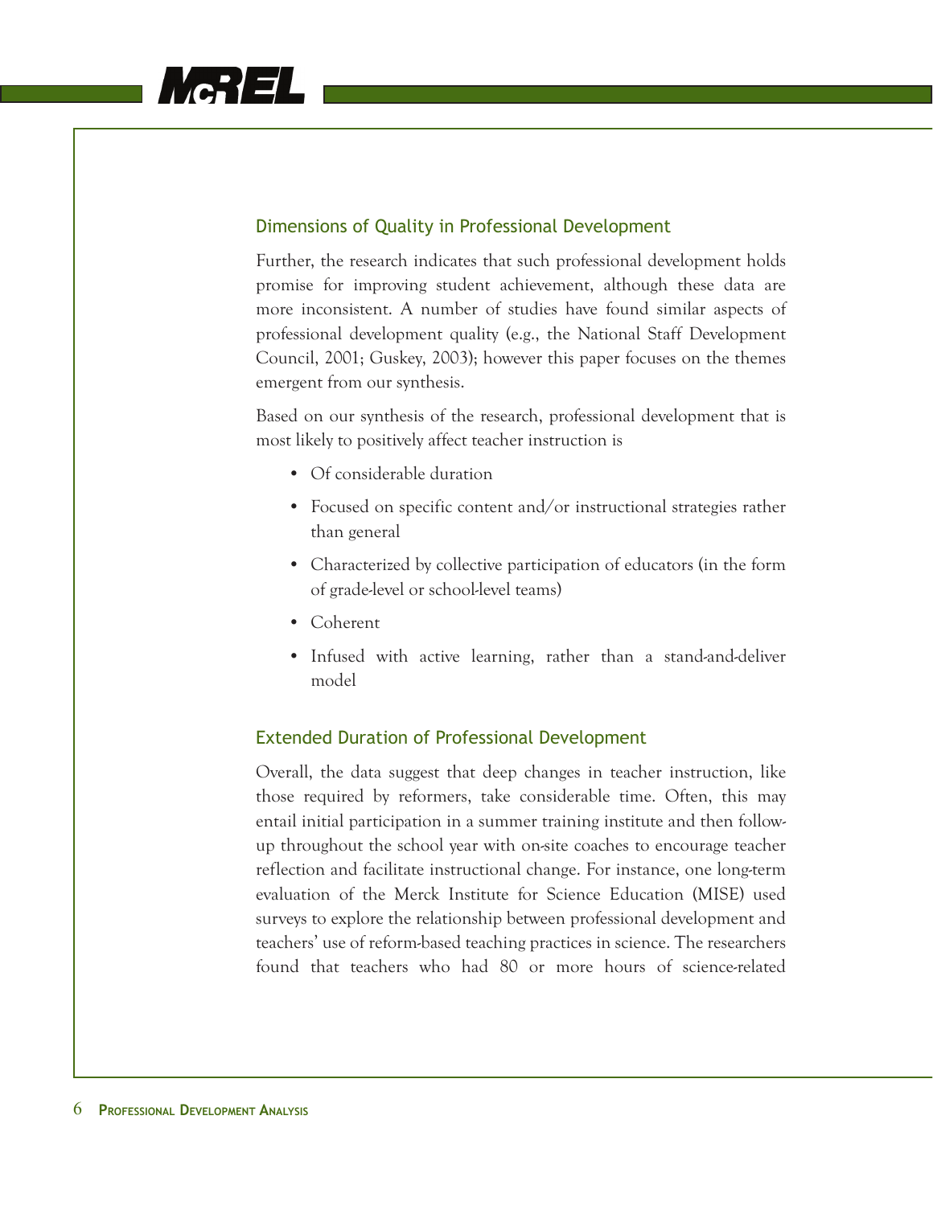## Dimensions of Quality in Professional Development

Further, the research indicates that such professional development holds promise for improving student achievement, although these data are more inconsistent. A number of studies have found similar aspects of professional development quality (e.g., the National Staff Development Council, 2001; Guskey, 2003); however this paper focuses on the themes emergent from our synthesis.

Based on our synthesis of the research, professional development that is most likely to positively affect teacher instruction is

- Of considerable duration
- Focused on specific content and/or instructional strategies rather than general
- Characterized by collective participation of educators (in the form of grade-level or school-level teams)
- Coherent
- Infused with active learning, rather than a stand-and-deliver model

## Extended Duration of Professional Development

Overall, the data suggest that deep changes in teacher instruction, like those required by reformers, take considerable time. Often, this may entail initial participation in a summer training institute and then follow-up throughout the school year with on-site coaches to encourage teacher reflection and facilitate instructional change. For instance, one long-term evaluation of the Merck Institute for Science Education (MISE) used surveys to explore the relationship between professional development and teachers' use of reform-based teaching practices in science. The researchers found that teachers who had 80 or more hours of science-related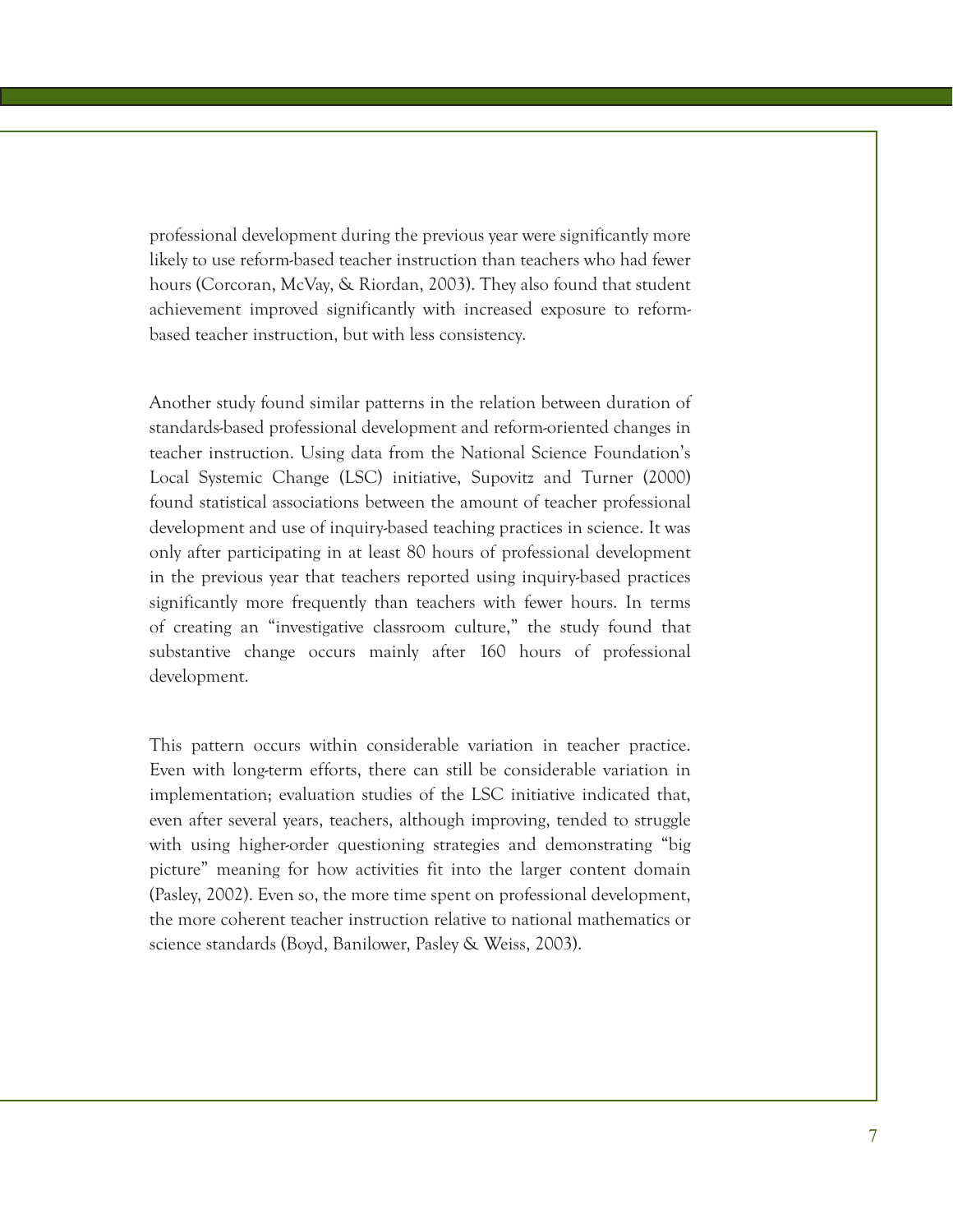professional development during the previous year were significantly more likely to use reform-based teacher instruction than teachers who had fewer hours (Corcoran, McVay, & Riordan, 2003). They also found that student achievement improved significantly with increased exposure to reform-based teacher instruction, but with less consistency.

Another study found similar patterns in the relation between duration of standards-based professional development and reform-oriented changes in teacher instruction. Using data from the National Science Foundation's Local Systemic Change (LSC) initiative, Supovitz and Turner (2000) found statistical associations between the amount of teacher professional development and use of inquiry-based teaching practices in science. It was only after participating in at least 80 hours of professional development in the previous year that teachers reported using inquiry-based practices significantly more frequently than teachers with fewer hours. In terms of creating an "investigative classroom culture," the study found that substantive change occurs mainly after 160 hours of professional development.

This pattern occurs within considerable variation in teacher practice. Even with long-term efforts, there can still be considerable variation in implementation; evaluation studies of the LSC initiative indicated that, even after several years, teachers, although improving, tended to struggle with using higher-order questioning strategies and demonstrating "big picture" meaning for how activities fit into the larger content domain (Pasley, 2002). Even so, the more time spent on professional development, the more coherent teacher instruction relative to national mathematics or science standards (Boyd, Banilower, Pasley & Weiss, 2003).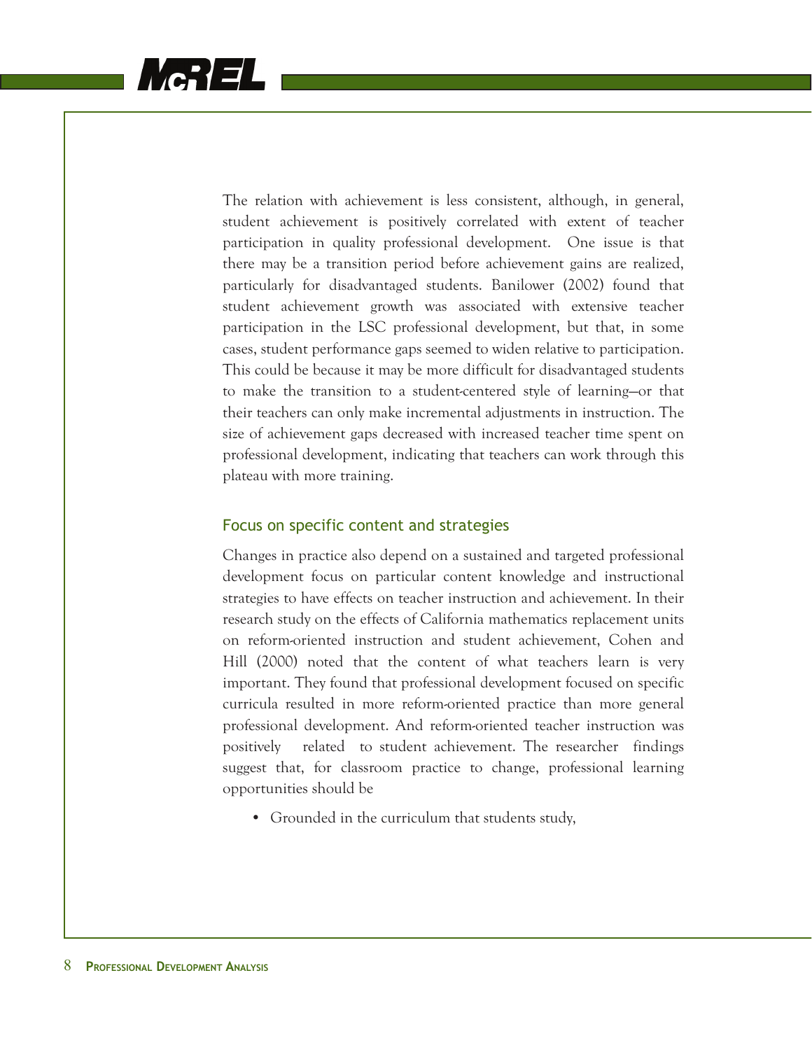The relation with achievement is less consistent, although, in general, student achievement is positively correlated with extent of teacher participation in quality professional development. One issue is that there may be a transition period before achievement gains are realized, particularly for disadvantaged students. Banilower (2002) found that student achievement growth was associated with extensive teacher participation in the LSC professional development, but that, in some cases, student performance gaps seemed to widen relative to participation. This could be because it may be more difficult for disadvantaged students to make the transition to a student-centered style of learning—or that their teachers can only make incremental adjustments in instruction. The size of achievement gaps decreased with increased teacher time spent on professional development, indicating that teachers can work through this plateau with more training.

### Focus on specific content and strategies

Changes in practice also depend on a sustained and targeted professional development focus on particular content knowledge and instructional strategies to have effects on teacher instruction and achievement. In their research study on the effects of California mathematics replacement units on reform-oriented instruction and student achievement, Cohen and Hill (2000) noted that the content of what teachers learn is very important. They found that professional development focused on specific curricula resulted in more reform-oriented practice than more general professional development. And reform-oriented teacher instruction was positively related to student achievement. The researcher findings suggest that, for classroom practice to change, professional learning opportunities should be

- Grounded in the curriculum that students study,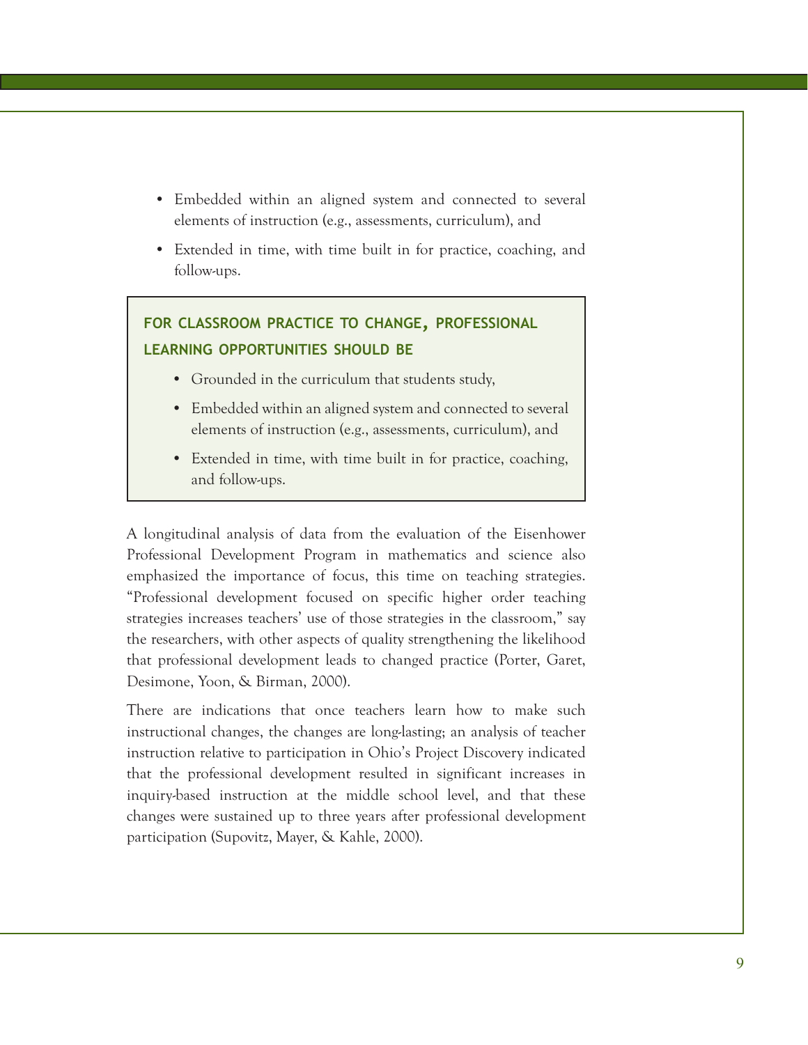- Embedded within an aligned system and connected to several elements of instruction (e.g., assessments, curriculum), and
- Extended in time, with time built in for practice, coaching, and follow-ups.

> **FOR CLASSROOM PRACTICE TO CHANGE, PROFESSIONAL LEARNING OPPORTUNITIES SHOULD BE**
>
> - Grounded in the curriculum that students study,
> - Embedded within an aligned system and connected to several elements of instruction (e.g., assessments, curriculum), and
> - Extended in time, with time built in for practice, coaching, and follow-ups.

A longitudinal analysis of data from the evaluation of the Eisenhower Professional Development Program in mathematics and science also emphasized the importance of focus, this time on teaching strategies. "Professional development focused on specific higher order teaching strategies increases teachers' use of those strategies in the classroom," say the researchers, with other aspects of quality strengthening the likelihood that professional development leads to changed practice (Porter, Garet, Desimone, Yoon, & Birman, 2000).

There are indications that once teachers learn how to make such instructional changes, the changes are long-lasting; an analysis of teacher instruction relative to participation in Ohio's Project Discovery indicated that the professional development resulted in significant increases in inquiry-based instruction at the middle school level, and that these changes were sustained up to three years after professional development participation (Supovitz, Mayer, & Kahle, 2000).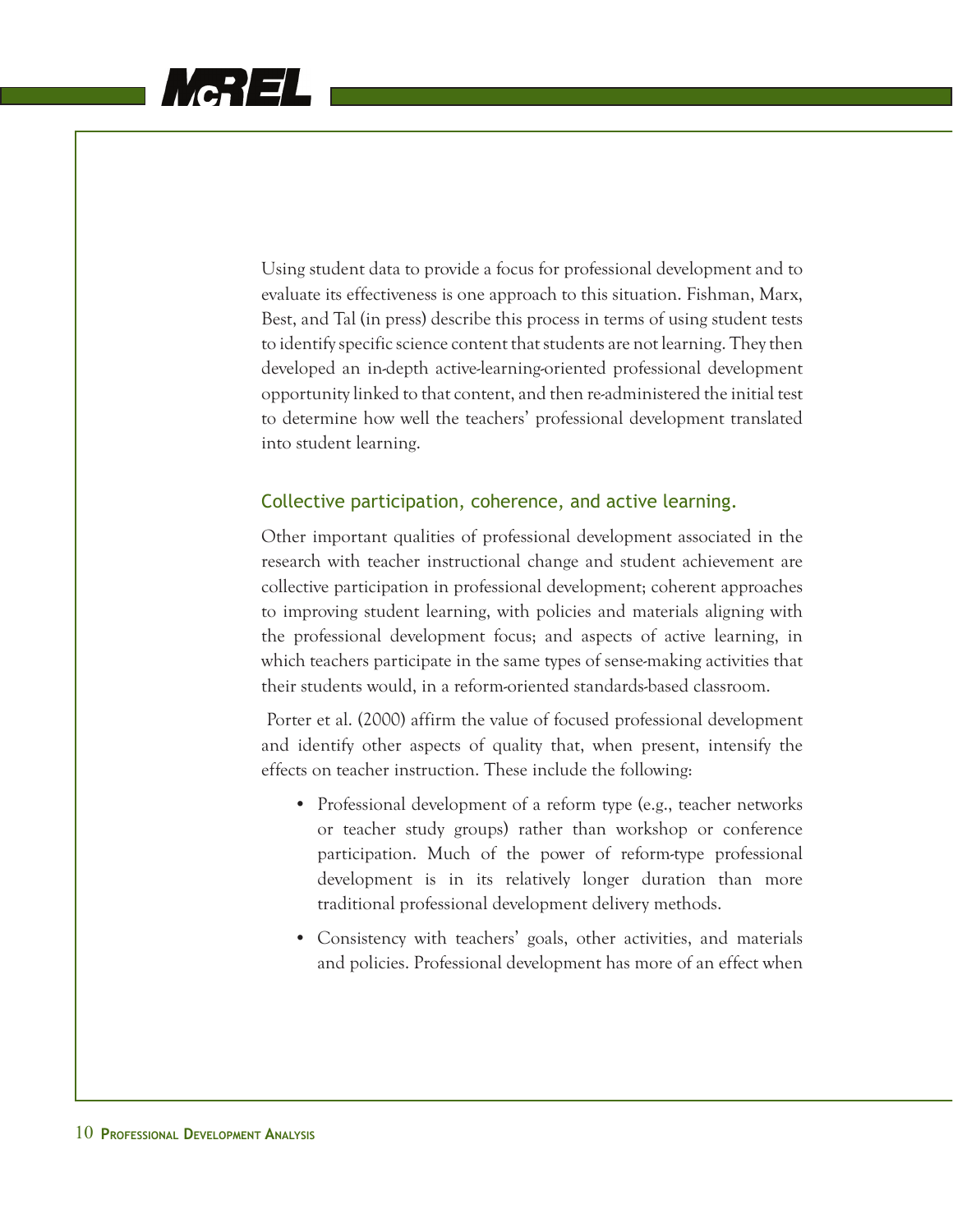Using student data to provide a focus for professional development and to evaluate its effectiveness is one approach to this situation. Fishman, Marx, Best, and Tal (in press) describe this process in terms of using student tests to identify specific science content that students are not learning. They then developed an in-depth active-learning-oriented professional development opportunity linked to that content, and then re-administered the initial test to determine how well the teachers' professional development translated into student learning.

### Collective participation, coherence, and active learning.

Other important qualities of professional development associated in the research with teacher instructional change and student achievement are collective participation in professional development; coherent approaches to improving student learning, with policies and materials aligning with the professional development focus; and aspects of active learning, in which teachers participate in the same types of sense-making activities that their students would, in a reform-oriented standards-based classroom.

Porter et al. (2000) affirm the value of focused professional development and identify other aspects of quality that, when present, intensify the effects on teacher instruction. These include the following:

- Professional development of a reform type (e.g., teacher networks or teacher study groups) rather than workshop or conference participation. Much of the power of reform-type professional development is in its relatively longer duration than more traditional professional development delivery methods.
- Consistency with teachers' goals, other activities, and materials and policies. Professional development has more of an effect when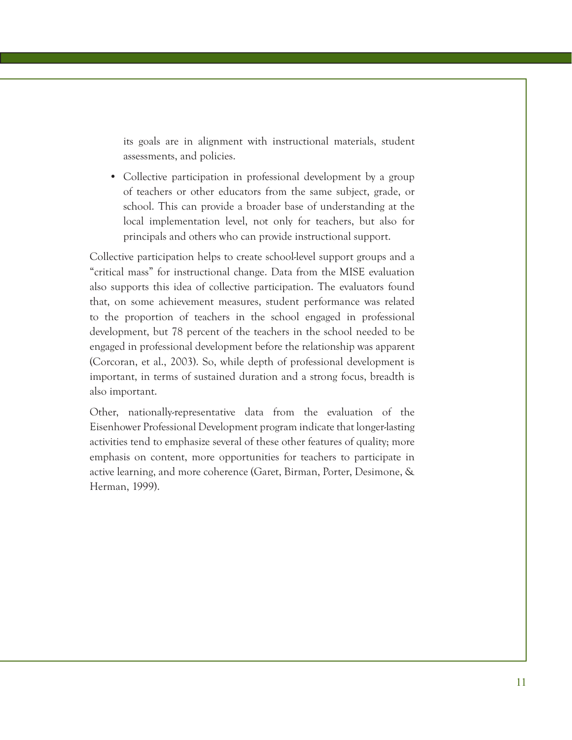its goals are in alignment with instructional materials, student assessments, and policies.

- Collective participation in professional development by a group of teachers or other educators from the same subject, grade, or school. This can provide a broader base of understanding at the local implementation level, not only for teachers, but also for principals and others who can provide instructional support.

Collective participation helps to create school-level support groups and a "critical mass" for instructional change. Data from the MISE evaluation also supports this idea of collective participation. The evaluators found that, on some achievement measures, student performance was related to the proportion of teachers in the school engaged in professional development, but 78 percent of the teachers in the school needed to be engaged in professional development before the relationship was apparent (Corcoran, et al., 2003). So, while depth of professional development is important, in terms of sustained duration and a strong focus, breadth is also important.

Other, nationally-representative data from the evaluation of the Eisenhower Professional Development program indicate that longer-lasting activities tend to emphasize several of these other features of quality; more emphasis on content, more opportunities for teachers to participate in active learning, and more coherence (Garet, Birman, Porter, Desimone, & Herman, 1999).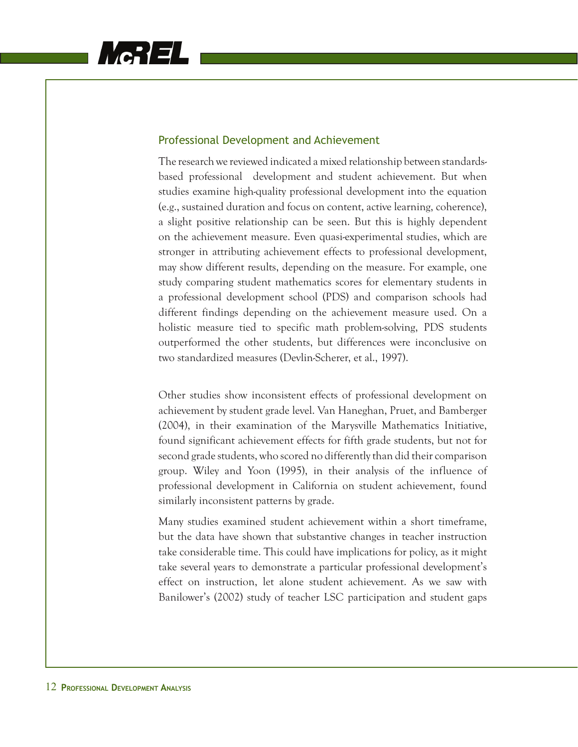## Professional Development and Achievement

The research we reviewed indicated a mixed relationship between standards-based professional development and student achievement. But when studies examine high-quality professional development into the equation (e.g., sustained duration and focus on content, active learning, coherence), a slight positive relationship can be seen. But this is highly dependent on the achievement measure. Even quasi-experimental studies, which are stronger in attributing achievement effects to professional development, may show different results, depending on the measure. For example, one study comparing student mathematics scores for elementary students in a professional development school (PDS) and comparison schools had different findings depending on the achievement measure used. On a holistic measure tied to specific math problem-solving, PDS students outperformed the other students, but differences were inconclusive on two standardized measures (Devlin-Scherer, et al., 1997).

Other studies show inconsistent effects of professional development on achievement by student grade level. Van Haneghan, Pruet, and Bamberger (2004), in their examination of the Marysville Mathematics Initiative, found significant achievement effects for fifth grade students, but not for second grade students, who scored no differently than did their comparison group. Wiley and Yoon (1995), in their analysis of the influence of professional development in California on student achievement, found similarly inconsistent patterns by grade.

Many studies examined student achievement within a short timeframe, but the data have shown that substantive changes in teacher instruction take considerable time. This could have implications for policy, as it might take several years to demonstrate a particular professional development's effect on instruction, let alone student achievement. As we saw with Banilower's (2002) study of teacher LSC participation and student gaps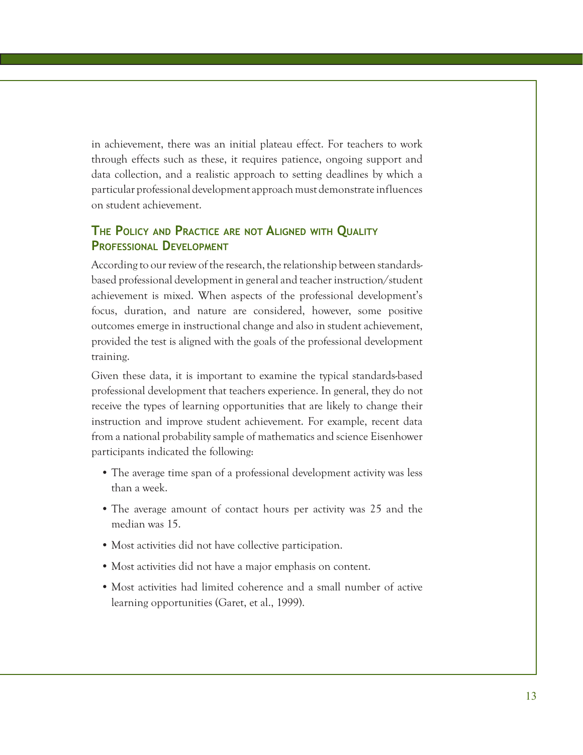in achievement, there was an initial plateau effect. For teachers to work through effects such as these, it requires patience, ongoing support and data collection, and a realistic approach to setting deadlines by which a particular professional development approach must demonstrate influences on student achievement.

### The Policy and Practice are not Aligned with Quality Professional Development

According to our review of the research, the relationship between standards-based professional development in general and teacher instruction/student achievement is mixed. When aspects of the professional development's focus, duration, and nature are considered, however, some positive outcomes emerge in instructional change and also in student achievement, provided the test is aligned with the goals of the professional development training.

Given these data, it is important to examine the typical standards-based professional development that teachers experience. In general, they do not receive the types of learning opportunities that are likely to change their instruction and improve student achievement. For example, recent data from a national probability sample of mathematics and science Eisenhower participants indicated the following:

- The average time span of a professional development activity was less than a week.
- The average amount of contact hours per activity was 25 and the median was 15.
- Most activities did not have collective participation.
- Most activities did not have a major emphasis on content.
- Most activities had limited coherence and a small number of active learning opportunities (Garet, et al., 1999).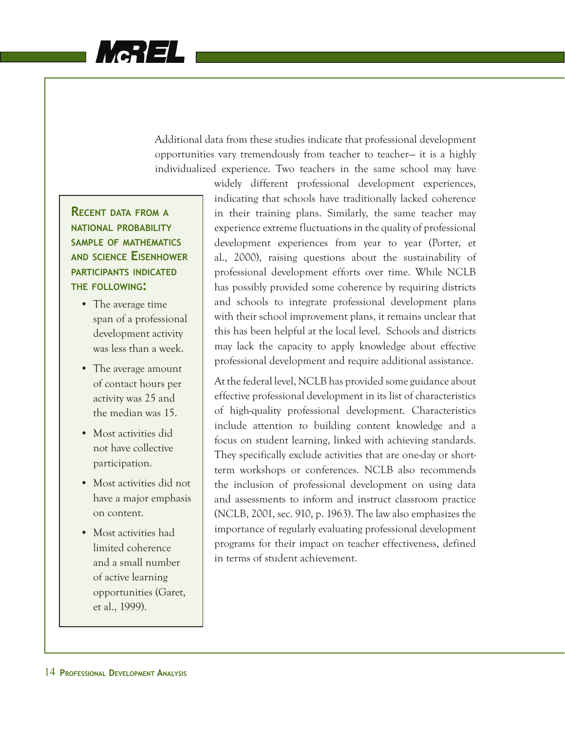Additional data from these studies indicate that professional development opportunities vary tremendously from teacher to teacher— it is a highly individualized experience. Two teachers in the same school may have widely different professional development experiences, indicating that schools have traditionally lacked coherence in their training plans. Similarly, the same teacher may experience extreme fluctuations in the quality of professional development experiences from year to year (Porter, et al., 2000), raising questions about the sustainability of professional development efforts over time. While NCLB has possibly provided some coherence by requiring districts and schools to integrate professional development plans with their school improvement plans, it remains unclear that this has been helpful at the local level. Schools and districts may lack the capacity to apply knowledge about effective professional development and require additional assistance.

**Recent data from a national probability sample of mathematics and science Eisenhower participants indicated the following:**

- The average time span of a professional development activity was less than a week.
- The average amount of contact hours per activity was 25 and the median was 15.
- Most activities did not have collective participation.
- Most activities did not have a major emphasis on content.
- Most activities had limited coherence and a small number of active learning opportunities (Garet, et al., 1999).

At the federal level, NCLB has provided some guidance about effective professional development in its list of characteristics of high-quality professional development. Characteristics include attention to building content knowledge and a focus on student learning, linked with achieving standards. They specifically exclude activities that are one-day or short-term workshops or conferences. NCLB also recommends the inclusion of professional development on using data and assessments to inform and instruct classroom practice (NCLB, 2001, sec. 910, p. 1963). The law also emphasizes the importance of regularly evaluating professional development programs for their impact on teacher effectiveness, defined in terms of student achievement.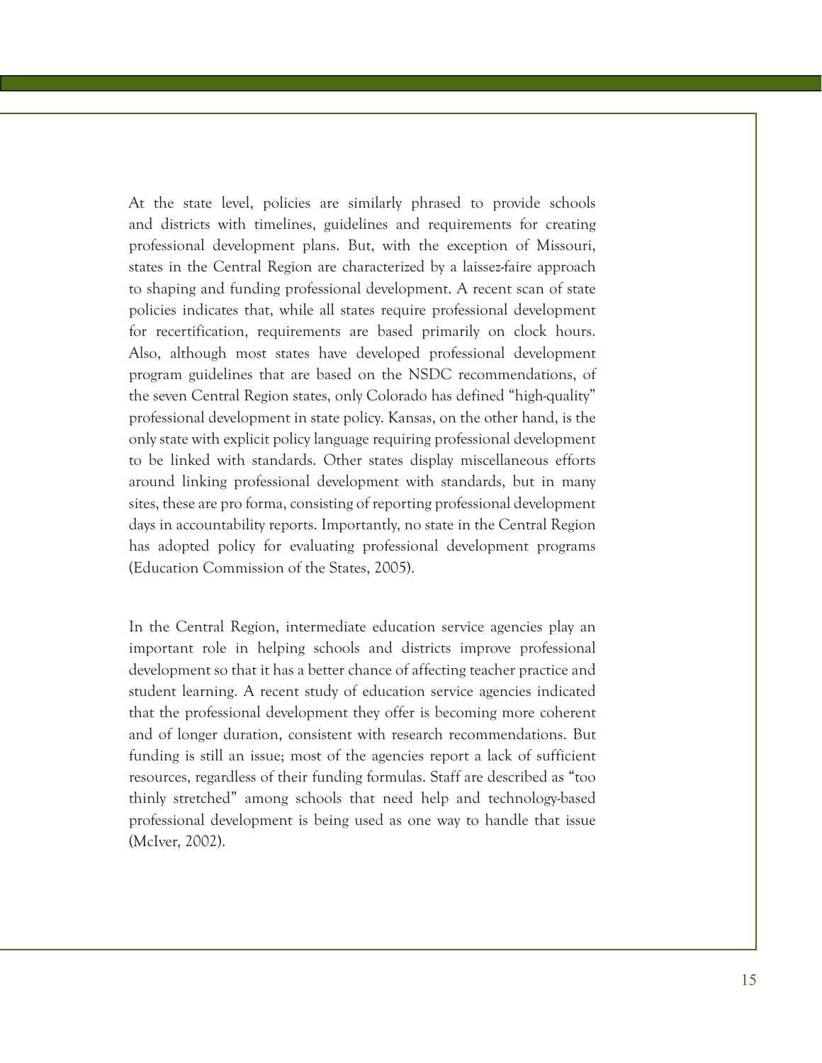At the state level, policies are similarly phrased to provide schools and districts with timelines, guidelines and requirements for creating professional development plans. But, with the exception of Missouri, states in the Central Region are characterized by a laissez-faire approach to shaping and funding professional development. A recent scan of state policies indicates that, while all states require professional development for recertification, requirements are based primarily on clock hours. Also, although most states have developed professional development program guidelines that are based on the NSDC recommendations, of the seven Central Region states, only Colorado has defined "high-quality" professional development in state policy. Kansas, on the other hand, is the only state with explicit policy language requiring professional development to be linked with standards. Other states display miscellaneous efforts around linking professional development with standards, but in many sites, these are pro forma, consisting of reporting professional development days in accountability reports. Importantly, no state in the Central Region has adopted policy for evaluating professional development programs (Education Commission of the States, 2005).

In the Central Region, intermediate education service agencies play an important role in helping schools and districts improve professional development so that it has a better chance of affecting teacher practice and student learning. A recent study of education service agencies indicated that the professional development they offer is becoming more coherent and of longer duration, consistent with research recommendations. But funding is still an issue; most of the agencies report a lack of sufficient resources, regardless of their funding formulas. Staff are described as "too thinly stretched" among schools that need help and technology-based professional development is being used as one way to handle that issue (McIver, 2002).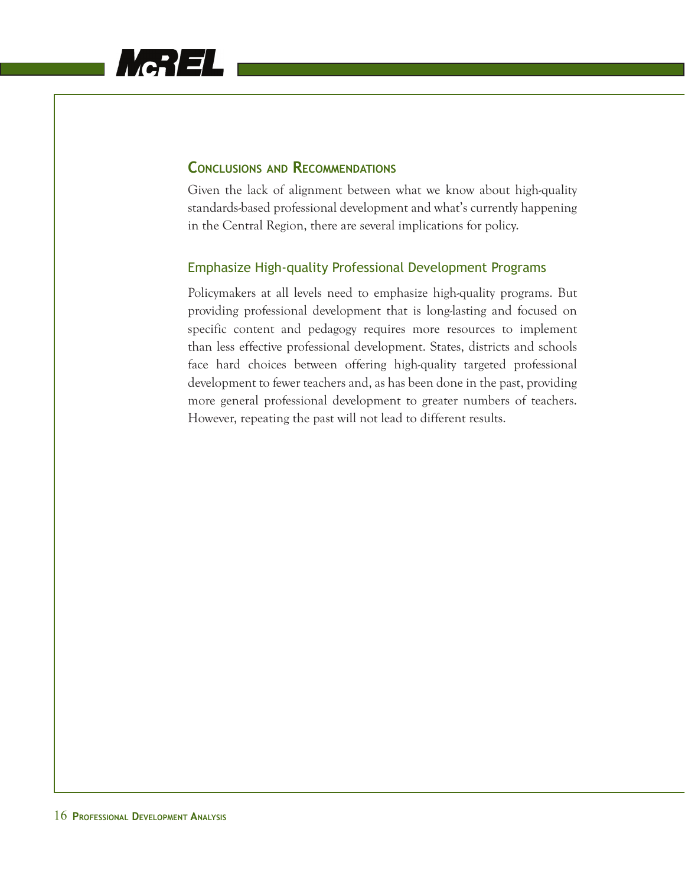## Conclusions and Recommendations

Given the lack of alignment between what we know about high-quality standards-based professional development and what's currently happening in the Central Region, there are several implications for policy.

### Emphasize High-quality Professional Development Programs

Policymakers at all levels need to emphasize high-quality programs. But providing professional development that is long-lasting and focused on specific content and pedagogy requires more resources to implement than less effective professional development. States, districts and schools face hard choices between offering high-quality targeted professional development to fewer teachers and, as has been done in the past, providing more general professional development to greater numbers of teachers. However, repeating the past will not lead to different results.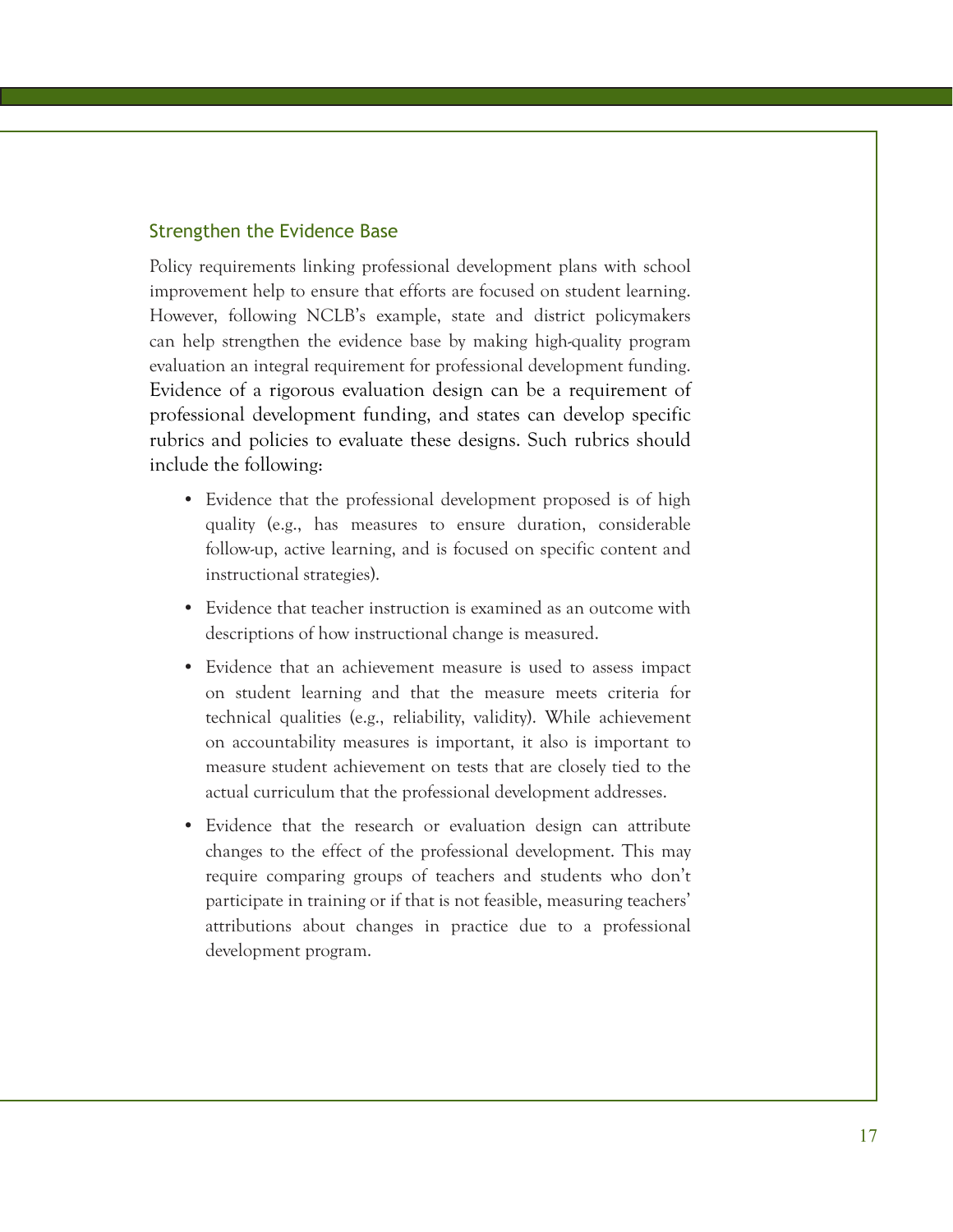### Strengthen the Evidence Base

Policy requirements linking professional development plans with school improvement help to ensure that efforts are focused on student learning. However, following NCLB's example, state and district policymakers can help strengthen the evidence base by making high-quality program evaluation an integral requirement for professional development funding. Evidence of a rigorous evaluation design can be a requirement of professional development funding, and states can develop specific rubrics and policies to evaluate these designs. Such rubrics should include the following:

- Evidence that the professional development proposed is of high quality (e.g., has measures to ensure duration, considerable follow-up, active learning, and is focused on specific content and instructional strategies).
- Evidence that teacher instruction is examined as an outcome with descriptions of how instructional change is measured.
- Evidence that an achievement measure is used to assess impact on student learning and that the measure meets criteria for technical qualities (e.g., reliability, validity). While achievement on accountability measures is important, it also is important to measure student achievement on tests that are closely tied to the actual curriculum that the professional development addresses.
- Evidence that the research or evaluation design can attribute changes to the effect of the professional development. This may require comparing groups of teachers and students who don't participate in training or if that is not feasible, measuring teachers' attributions about changes in practice due to a professional development program.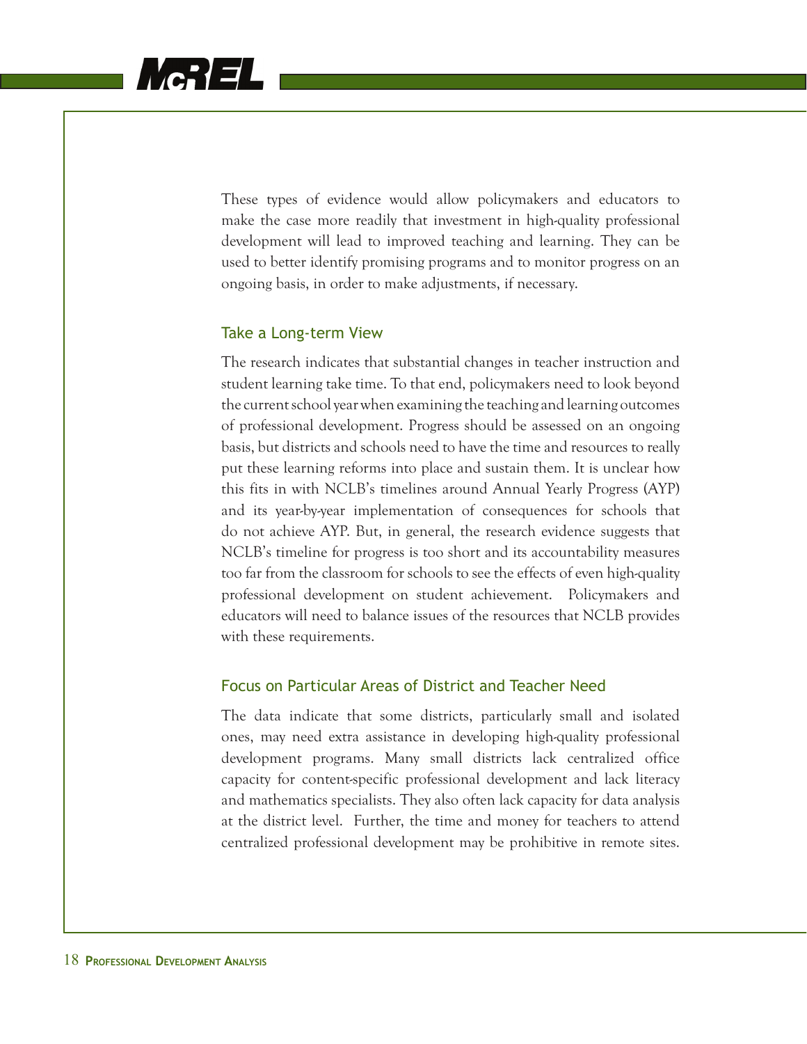These types of evidence would allow policymakers and educators to make the case more readily that investment in high-quality professional development will lead to improved teaching and learning. They can be used to better identify promising programs and to monitor progress on an ongoing basis, in order to make adjustments, if necessary.

### Take a Long-term View

The research indicates that substantial changes in teacher instruction and student learning take time. To that end, policymakers need to look beyond the current school year when examining the teaching and learning outcomes of professional development. Progress should be assessed on an ongoing basis, but districts and schools need to have the time and resources to really put these learning reforms into place and sustain them. It is unclear how this fits in with NCLB's timelines around Annual Yearly Progress (AYP) and its year-by-year implementation of consequences for schools that do not achieve AYP. But, in general, the research evidence suggests that NCLB's timeline for progress is too short and its accountability measures too far from the classroom for schools to see the effects of even high-quality professional development on student achievement. Policymakers and educators will need to balance issues of the resources that NCLB provides with these requirements.

### Focus on Particular Areas of District and Teacher Need

The data indicate that some districts, particularly small and isolated ones, may need extra assistance in developing high-quality professional development programs. Many small districts lack centralized office capacity for content-specific professional development and lack literacy and mathematics specialists. They also often lack capacity for data analysis at the district level. Further, the time and money for teachers to attend centralized professional development may be prohibitive in remote sites.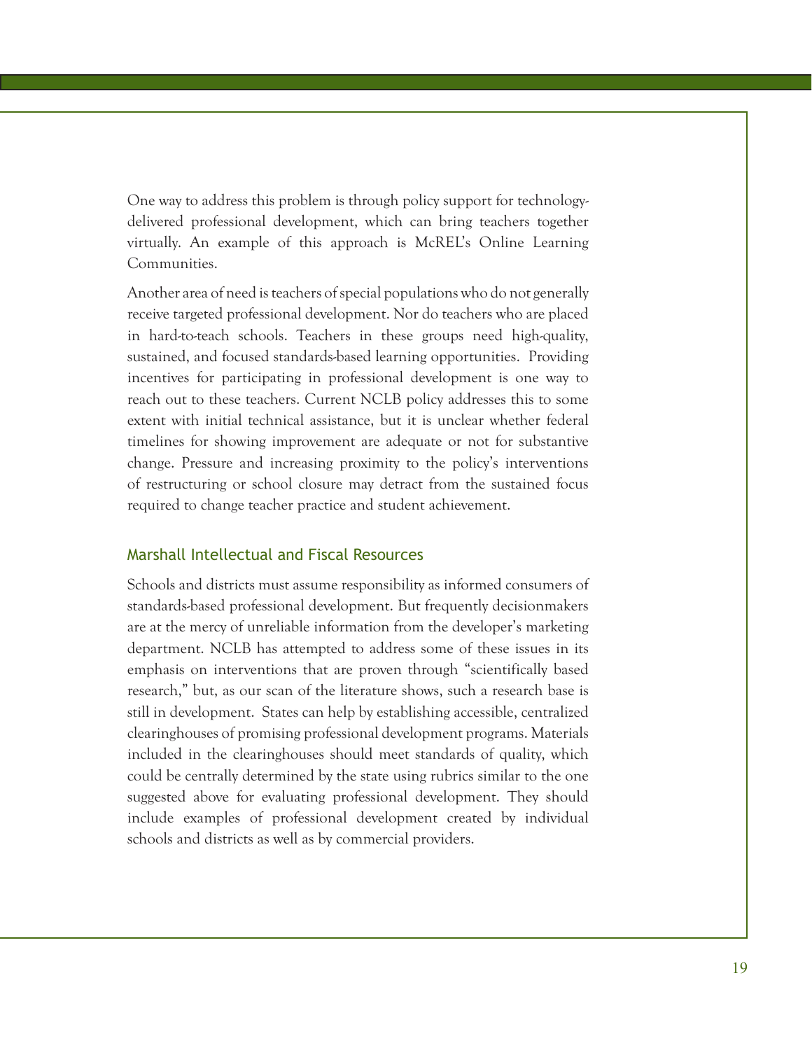One way to address this problem is through policy support for technology-delivered professional development, which can bring teachers together virtually. An example of this approach is McREL's Online Learning Communities.

Another area of need is teachers of special populations who do not generally receive targeted professional development. Nor do teachers who are placed in hard-to-teach schools. Teachers in these groups need high-quality, sustained, and focused standards-based learning opportunities. Providing incentives for participating in professional development is one way to reach out to these teachers. Current NCLB policy addresses this to some extent with initial technical assistance, but it is unclear whether federal timelines for showing improvement are adequate or not for substantive change. Pressure and increasing proximity to the policy's interventions of restructuring or school closure may detract from the sustained focus required to change teacher practice and student achievement.

### Marshall Intellectual and Fiscal Resources

Schools and districts must assume responsibility as informed consumers of standards-based professional development. But frequently decisionmakers are at the mercy of unreliable information from the developer's marketing department. NCLB has attempted to address some of these issues in its emphasis on interventions that are proven through "scientifically based research," but, as our scan of the literature shows, such a research base is still in development. States can help by establishing accessible, centralized clearinghouses of promising professional development programs. Materials included in the clearinghouses should meet standards of quality, which could be centrally determined by the state using rubrics similar to the one suggested above for evaluating professional development. They should include examples of professional development created by individual schools and districts as well as by commercial providers.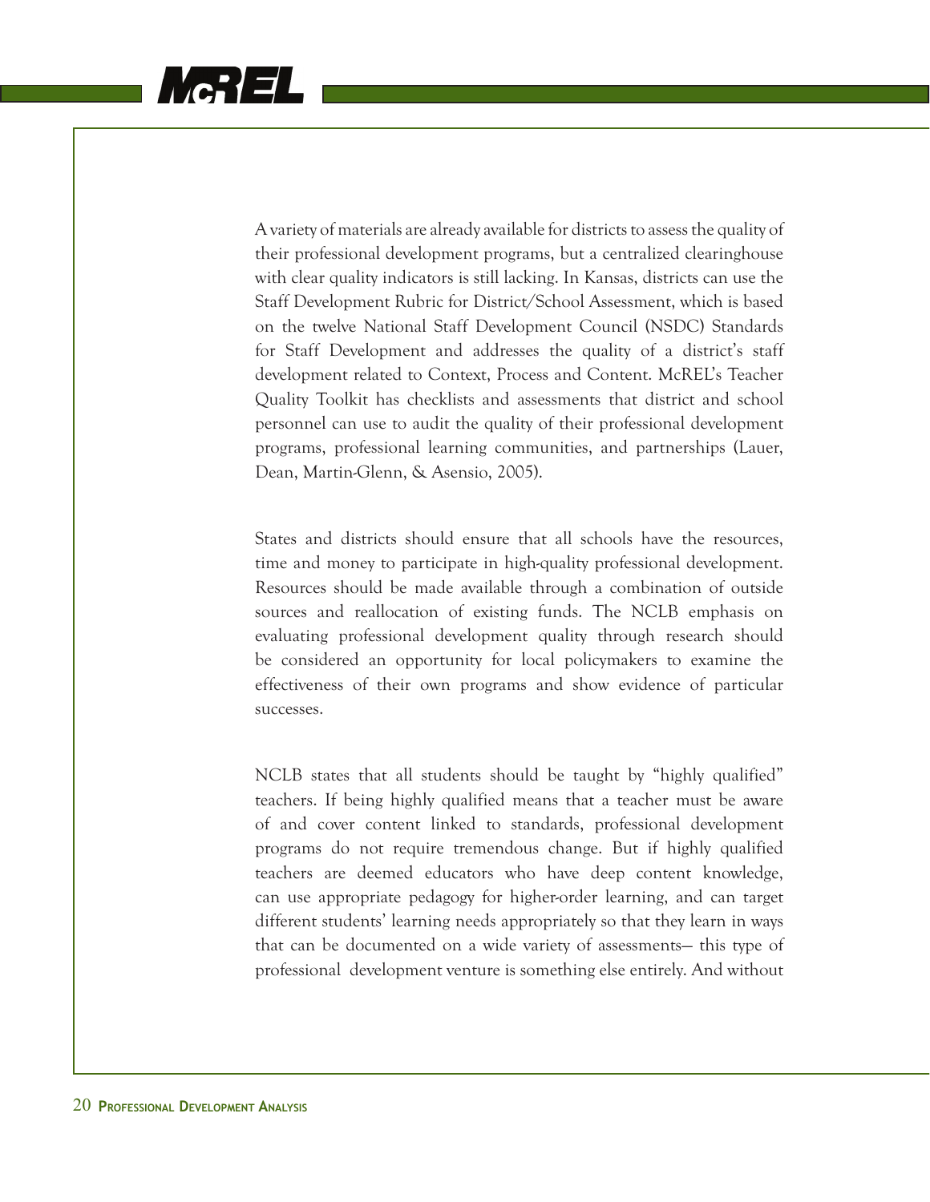A variety of materials are already available for districts to assess the quality of their professional development programs, but a centralized clearinghouse with clear quality indicators is still lacking. In Kansas, districts can use the Staff Development Rubric for District/School Assessment, which is based on the twelve National Staff Development Council (NSDC) Standards for Staff Development and addresses the quality of a district's staff development related to Context, Process and Content. McREL's Teacher Quality Toolkit has checklists and assessments that district and school personnel can use to audit the quality of their professional development programs, professional learning communities, and partnerships (Lauer, Dean, Martin-Glenn, & Asensio, 2005).

States and districts should ensure that all schools have the resources, time and money to participate in high-quality professional development. Resources should be made available through a combination of outside sources and reallocation of existing funds. The NCLB emphasis on evaluating professional development quality through research should be considered an opportunity for local policymakers to examine the effectiveness of their own programs and show evidence of particular successes.

NCLB states that all students should be taught by "highly qualified" teachers. If being highly qualified means that a teacher must be aware of and cover content linked to standards, professional development programs do not require tremendous change. But if highly qualified teachers are deemed educators who have deep content knowledge, can use appropriate pedagogy for higher-order learning, and can target different students' learning needs appropriately so that they learn in ways that can be documented on a wide variety of assessments— this type of professional development venture is something else entirely. And without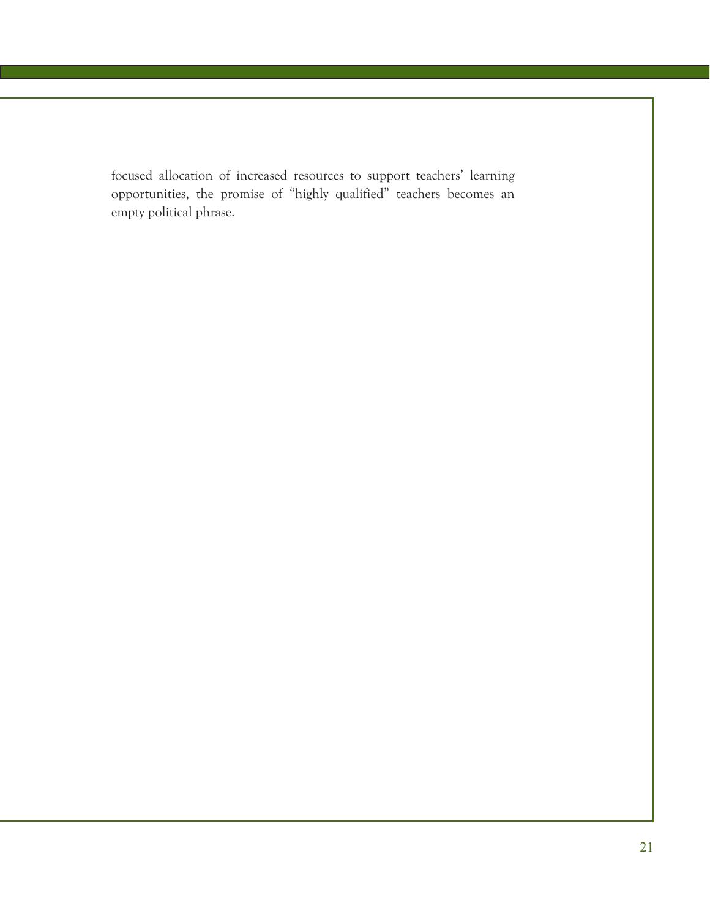focused allocation of increased resources to support teachers' learning opportunities, the promise of "highly qualified" teachers becomes an empty political phrase.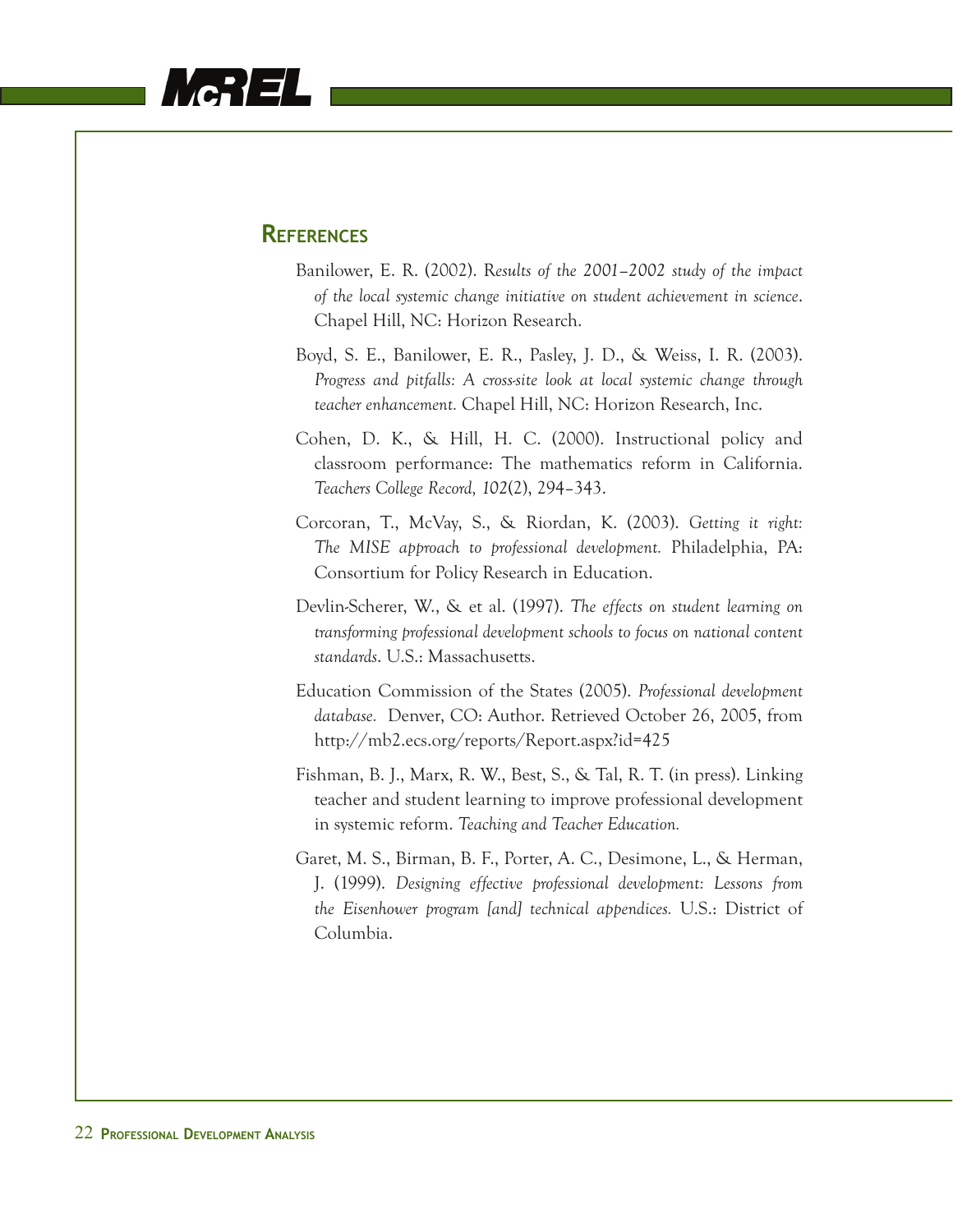## References

Banilower, E. R. (2002). R*esults of the 2001–2002 study of the impact of the local systemic change initiative on student achievement in science*. Chapel Hill, NC: Horizon Research.

Boyd, S. E., Banilower, E. R., Pasley, J. D., & Weiss, I. R. (2003). *Progress and pitfalls: A cross-site look at local systemic change through teacher enhancement.* Chapel Hill, NC: Horizon Research, Inc.

Cohen, D. K., & Hill, H. C. (2000). Instructional policy and classroom performance: The mathematics reform in California. *Teachers College Record, 102*(2), 294–343.

Corcoran, T., McVay, S., & Riordan, K. (2003). *Getting it right: The MISE approach to professional development.* Philadelphia, PA: Consortium for Policy Research in Education.

Devlin-Scherer, W., & et al. (1997). *The effects on student learning on transforming professional development schools to focus on national content standards*. U.S.: Massachusetts.

Education Commission of the States (2005). *Professional development database.* Denver, CO: Author. Retrieved October 26, 2005, from http://mb2.ecs.org/reports/Report.aspx?id=425

Fishman, B. J., Marx, R. W., Best, S., & Tal, R. T. (in press). Linking teacher and student learning to improve professional development in systemic reform. *Teaching and Teacher Education.*

Garet, M. S., Birman, B. F., Porter, A. C., Desimone, L., & Herman, J. (1999). *Designing effective professional development: Lessons from the Eisenhower program [and] technical appendices.* U.S.: District of Columbia.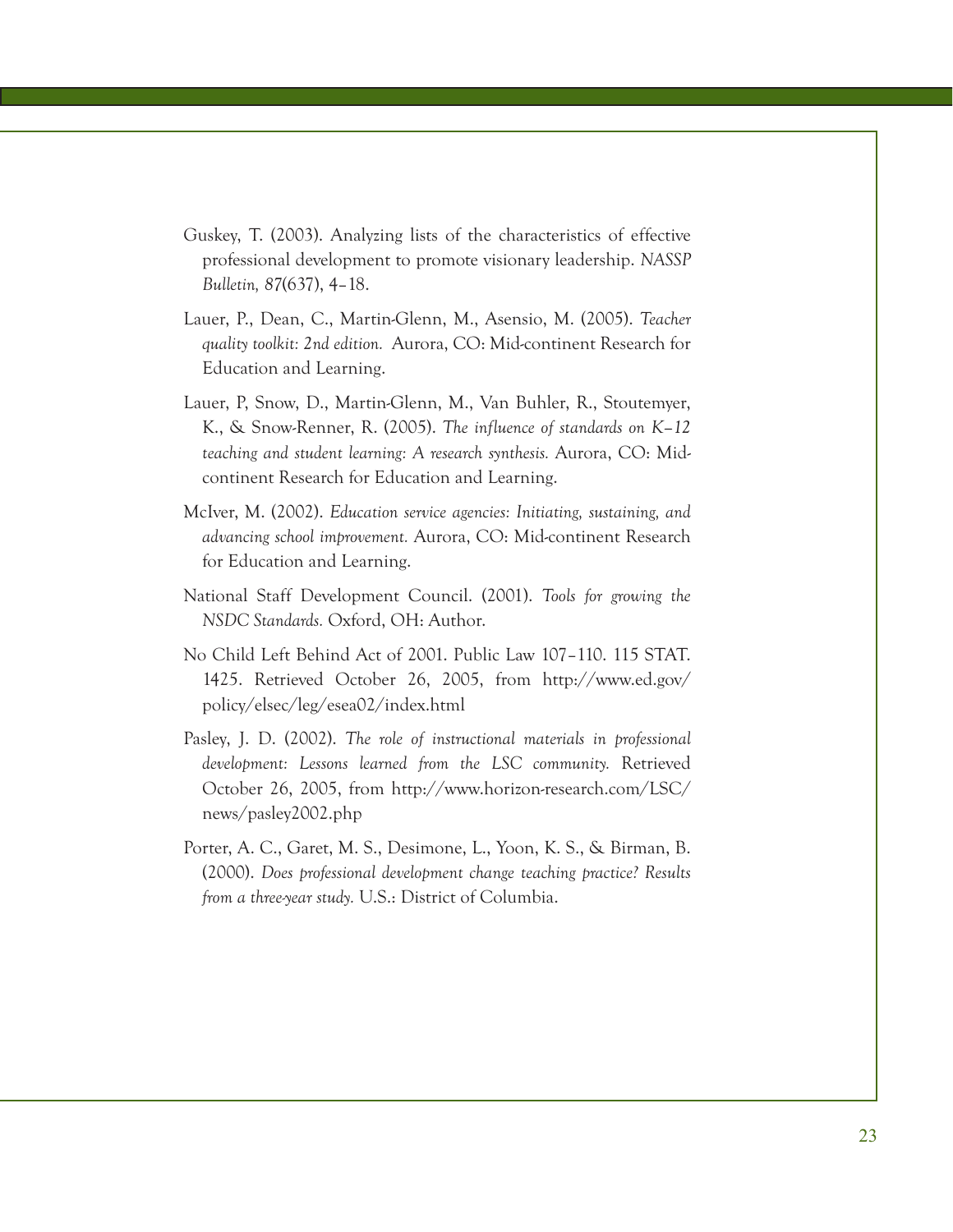Guskey, T. (2003). Analyzing lists of the characteristics of effective professional development to promote visionary leadership. *NASSP Bulletin, 87*(637), 4–18.

Lauer, P., Dean, C., Martin-Glenn, M., Asensio, M. (2005). *Teacher quality toolkit: 2nd edition.* Aurora, CO: Mid-continent Research for Education and Learning.

Lauer, P, Snow, D., Martin-Glenn, M., Van Buhler, R., Stoutemyer, K., & Snow-Renner, R. (2005). *The influence of standards on K–12 teaching and student learning: A research synthesis.* Aurora, CO: Mid-continent Research for Education and Learning.

McIver, M. (2002). *Education service agencies: Initiating, sustaining, and advancing school improvement.* Aurora, CO: Mid-continent Research for Education and Learning.

National Staff Development Council. (2001). *Tools for growing the NSDC Standards.* Oxford, OH: Author.

No Child Left Behind Act of 2001. Public Law 107–110. 115 STAT. 1425. Retrieved October 26, 2005, from http://www.ed.gov/policy/elsec/leg/esea02/index.html

Pasley, J. D. (2002). *The role of instructional materials in professional development: Lessons learned from the LSC community.* Retrieved October 26, 2005, from http://www.horizon-research.com/LSC/news/pasley2002.php

Porter, A. C., Garet, M. S., Desimone, L., Yoon, K. S., & Birman, B. (2000). *Does professional development change teaching practice? Results from a three-year study.* U.S.: District of Columbia.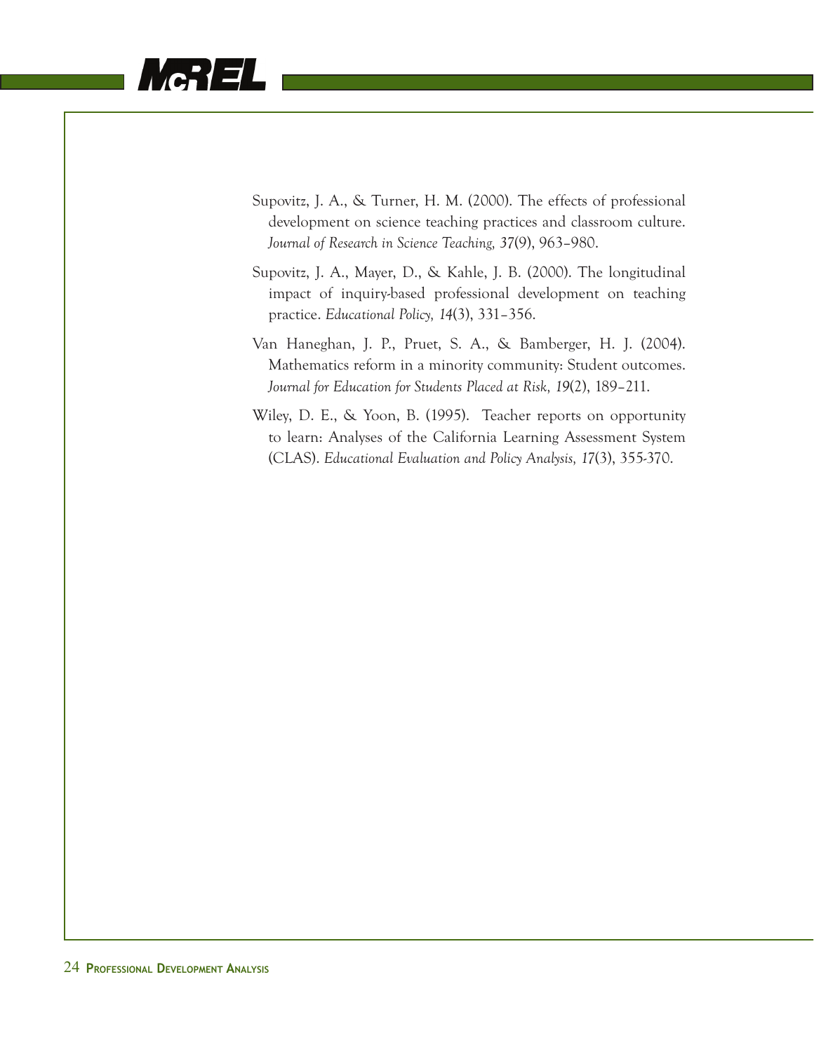Supovitz, J. A., & Turner, H. M. (2000). The effects of professional development on science teaching practices and classroom culture. *Journal of Research in Science Teaching, 37*(9), 963–980.

Supovitz, J. A., Mayer, D., & Kahle, J. B. (2000). The longitudinal impact of inquiry-based professional development on teaching practice. *Educational Policy, 14*(3), 331–356.

Van Haneghan, J. P., Pruet, S. A., & Bamberger, H. J. (2004). Mathematics reform in a minority community: Student outcomes. *Journal for Education for Students Placed at Risk, 19*(2), 189–211.

Wiley, D. E., & Yoon, B. (1995). Teacher reports on opportunity to learn: Analyses of the California Learning Assessment System (CLAS). *Educational Evaluation and Policy Analysis, 17*(3), 355-370.